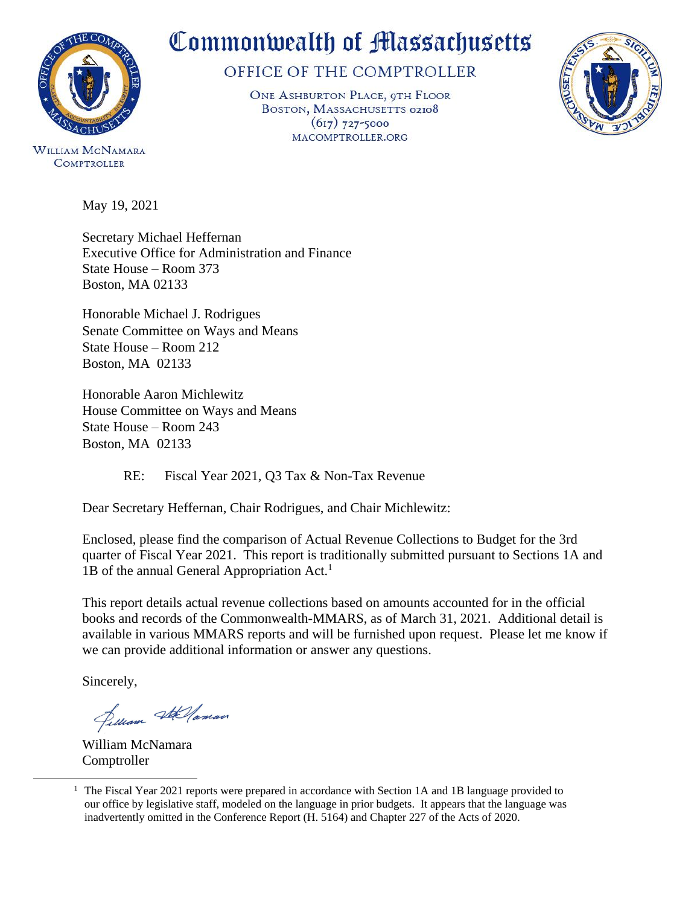# Commonwealth of Massachusetts

## OFFICE OF THE COMPTROLLER

ONE ASHBURTON PLACE, 9TH FLOOR
BOSTON, MASSACHUSETTS 02108
(617) 727-5000
MACOMPTROLLER.ORG

WILLIAM MCNAMARA
COMPTROLLER

May 19, 2021

Secretary Michael Heffernan
Executive Office for Administration and Finance
State House – Room 373
Boston, MA 02133

Honorable Michael J. Rodrigues
Senate Committee on Ways and Means
State House – Room 212
Boston, MA 02133

Honorable Aaron Michlewitz
House Committee on Ways and Means
State House – Room 243
Boston, MA 02133

RE: Fiscal Year 2021, Q3 Tax & Non-Tax Revenue

Dear Secretary Heffernan, Chair Rodrigues, and Chair Michlewitz:

Enclosed, please find the comparison of Actual Revenue Collections to Budget for the 3rd quarter of Fiscal Year 2021. This report is traditionally submitted pursuant to Sections 1A and 1B of the annual General Appropriation Act.[1]

This report details actual revenue collections based on amounts accounted for in the official books and records of the Commonwealth-MMARS, as of March 31, 2021. Additional detail is available in various MMARS reports and will be furnished upon request. Please let me know if we can provide additional information or answer any questions.

Sincerely,

William McNamara
Comptroller

[1] The Fiscal Year 2021 reports were prepared in accordance with Section 1A and 1B language provided to our office by legislative staff, modeled on the language in prior budgets. It appears that the language was inadvertently omitted in the Conference Report (H. 5164) and Chapter 227 of the Acts of 2020.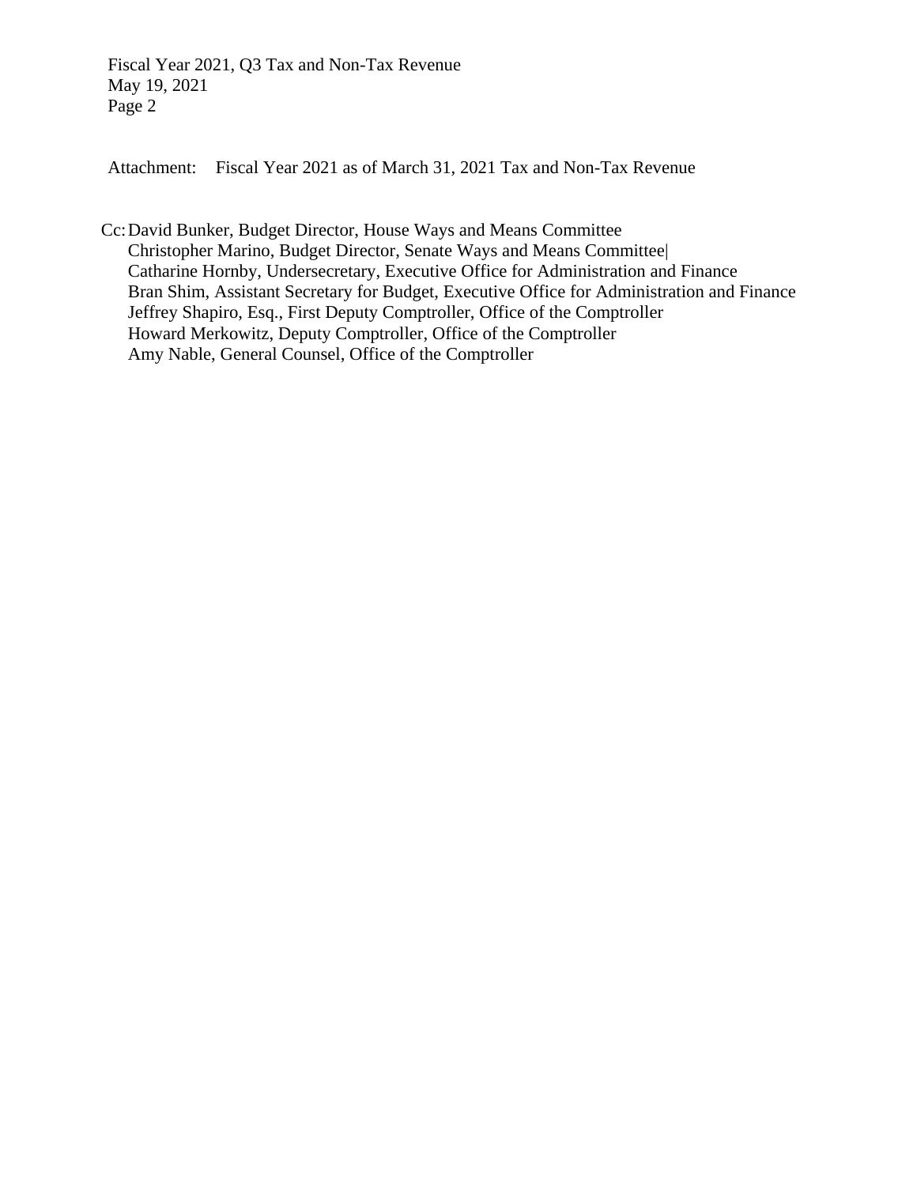Attachment: Fiscal Year 2021 as of March 31, 2021 Tax and Non-Tax Revenue

Cc: David Bunker, Budget Director, House Ways and Means Committee
Christopher Marino, Budget Director, Senate Ways and Means Committee|
Catharine Hornby, Undersecretary, Executive Office for Administration and Finance
Bran Shim, Assistant Secretary for Budget, Executive Office for Administration and Finance
Jeffrey Shapiro, Esq., First Deputy Comptroller, Office of the Comptroller
Howard Merkowitz, Deputy Comptroller, Office of the Comptroller
Amy Nable, General Counsel, Office of the Comptroller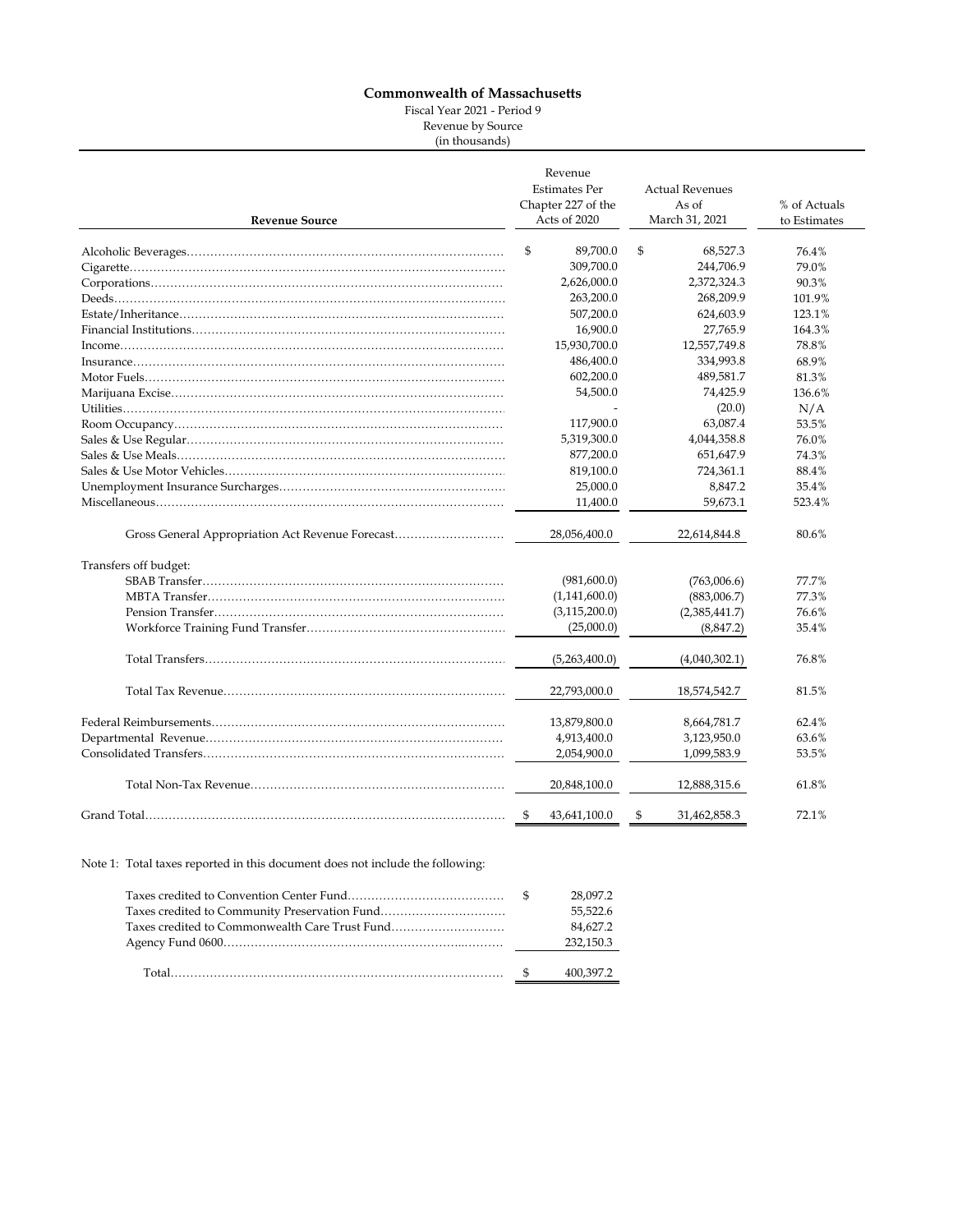**Commonwealth of Massachusetts**

Fiscal Year 2021 - Period 9

Revenue by Source

(in thousands)

| Revenue Source | Revenue Estimates Per Chapter 227 of the Acts of 2020 | Actual Revenues As of March 31, 2021 | % of Actuals to Estimates |
|---|---|---|---|
| Alcoholic Beverages | $ 89,700.0 | $ 68,527.3 | 76.4% |
| Cigarette | 309,700.0 | 244,706.9 | 79.0% |
| Corporations | 2,626,000.0 | 2,372,324.3 | 90.3% |
| Deeds | 263,200.0 | 268,209.9 | 101.9% |
| Estate/Inheritance | 507,200.0 | 624,603.9 | 123.1% |
| Financial Institutions | 16,900.0 | 27,765.9 | 164.3% |
| Income | 15,930,700.0 | 12,557,749.8 | 78.8% |
| Insurance | 486,400.0 | 334,993.8 | 68.9% |
| Motor Fuels | 602,200.0 | 489,581.7 | 81.3% |
| Marijuana Excise | 54,500.0 | 74,425.9 | 136.6% |
| Utilities | - | (20.0) | N/A |
| Room Occupancy | 117,900.0 | 63,087.4 | 53.5% |
| Sales & Use Regular | 5,319,300.0 | 4,044,358.8 | 76.0% |
| Sales & Use Meals | 877,200.0 | 651,647.9 | 74.3% |
| Sales & Use Motor Vehicles | 819,100.0 | 724,361.1 | 88.4% |
| Unemployment Insurance Surcharges | 25,000.0 | 8,847.2 | 35.4% |
| Miscellaneous | 11,400.0 | 59,673.1 | 523.4% |
| Gross General Appropriation Act Revenue Forecast | 28,056,400.0 | 22,614,844.8 | 80.6% |
| Transfers off budget: | | | |
| SBAB Transfer | (981,600.0) | (763,006.6) | 77.7% |
| MBTA Transfer | (1,141,600.0) | (883,006.7) | 77.3% |
| Pension Transfer | (3,115,200.0) | (2,385,441.7) | 76.6% |
| Workforce Training Fund Transfer | (25,000.0) | (8,847.2) | 35.4% |
| Total Transfers | (5,263,400.0) | (4,040,302.1) | 76.8% |
| Total Tax Revenue | 22,793,000.0 | 18,574,542.7 | 81.5% |
| Federal Reimbursements | 13,879,800.0 | 8,664,781.7 | 62.4% |
| Departmental Revenue | 4,913,400.0 | 3,123,950.0 | 63.6% |
| Consolidated Transfers | 2,054,900.0 | 1,099,583.9 | 53.5% |
| Total Non-Tax Revenue | 20,848,100.0 | 12,888,315.6 | 61.8% |
| Grand Total | $ 43,641,100.0 | $ 31,462,858.3 | 72.1% |

Note 1: Total taxes reported in this document does not include the following:

| | |
|---|---|
| Taxes credited to Convention Center Fund | $ 28,097.2 |
| Taxes credited to Community Preservation Fund | 55,522.6 |
| Taxes credited to Commonwealth Care Trust Fund | 84,627.2 |
| Agency Fund 0600 | 232,150.3 |
| Total | $ 400,397.2 |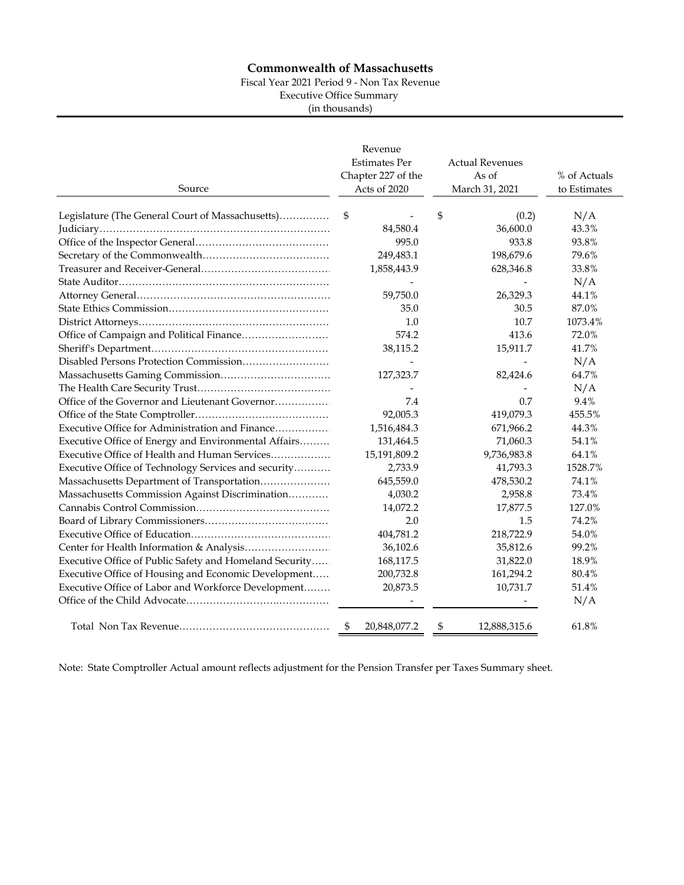**Commonwealth of Massachusetts**

Fiscal Year 2021 Period 9 - Non Tax Revenue

Executive Office Summary

(in thousands)

| Source | Revenue Estimates Per Chapter 227 of the Acts of 2020 | Actual Revenues As of March 31, 2021 | % of Actuals to Estimates |
|---|---|---|---|
| Legislature (The General Court of Massachusetts) | $ - | $ (0.2) | N/A |
| Judiciary | 84,580.4 | 36,600.0 | 43.3% |
| Office of the Inspector General | 995.0 | 933.8 | 93.8% |
| Secretary of the Commonwealth | 249,483.1 | 198,679.6 | 79.6% |
| Treasurer and Receiver-General | 1,858,443.9 | 628,346.8 | 33.8% |
| State Auditor | - | - | N/A |
| Attorney General | 59,750.0 | 26,329.3 | 44.1% |
| State Ethics Commission | 35.0 | 30.5 | 87.0% |
| District Attorneys | 1.0 | 10.7 | 1073.4% |
| Office of Campaign and Political Finance | 574.2 | 413.6 | 72.0% |
| Sheriff's Department | 38,115.2 | 15,911.7 | 41.7% |
| Disabled Persons Protection Commission | - | - | N/A |
| Massachusetts Gaming Commission | 127,323.7 | 82,424.6 | 64.7% |
| The Health Care Security Trust | - | - | N/A |
| Office of the Governor and Lieutenant Governor | 7.4 | 0.7 | 9.4% |
| Office of the State Comptroller | 92,005.3 | 419,079.3 | 455.5% |
| Executive Office for Administration and Finance | 1,516,484.3 | 671,966.2 | 44.3% |
| Executive Office of Energy and Environmental Affairs | 131,464.5 | 71,060.3 | 54.1% |
| Executive Office of Health and Human Services | 15,191,809.2 | 9,736,983.8 | 64.1% |
| Executive Office of Technology Services and security | 2,733.9 | 41,793.3 | 1528.7% |
| Massachusetts Department of Transportation | 645,559.0 | 478,530.2 | 74.1% |
| Massachusetts Commission Against Discrimination | 4,030.2 | 2,958.8 | 73.4% |
| Cannabis Control Commission | 14,072.2 | 17,877.5 | 127.0% |
| Board of Library Commissioners | 2.0 | 1.5 | 74.2% |
| Executive Office of Education | 404,781.2 | 218,722.9 | 54.0% |
| Center for Health Information & Analysis | 36,102.6 | 35,812.6 | 99.2% |
| Executive Office of Public Safety and Homeland Security | 168,117.5 | 31,822.0 | 18.9% |
| Executive Office of Housing and Economic Development | 200,732.8 | 161,294.2 | 80.4% |
| Executive Office of Labor and Workforce Development | 20,873.5 | 10,731.7 | 51.4% |
| Office of the Child Advocate | - | - | N/A |
| Total Non Tax Revenue | $ 20,848,077.2 | $ 12,888,315.6 | 61.8% |

Note: State Comptroller Actual amount reflects adjustment for the Pension Transfer per Taxes Summary sheet.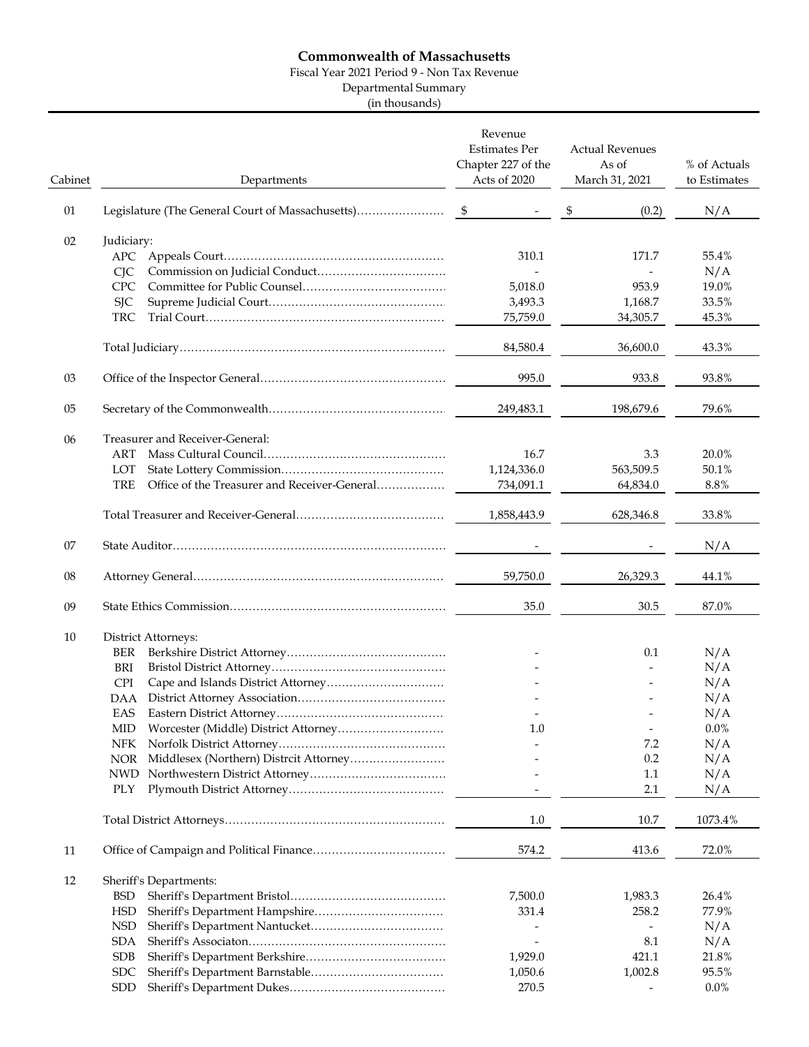# Commonwealth of Massachusetts

Fiscal Year 2021 Period 9 - Non Tax Revenue

Departmental Summary

(in thousands)

| Cabinet | | Departments | Revenue Estimates Per Chapter 227 of the Acts of 2020 | Actual Revenues As of March 31, 2021 | % of Actuals to Estimates |
|---|---|---|---|---|---|
| 01 | | Legislature (The General Court of Massachusetts) | $ - | $ (0.2) | N/A |
| 02 | | Judiciary: | | | |
| | APC | Appeals Court | 310.1 | 171.7 | 55.4% |
| | CJC | Commission on Judicial Conduct | - | - | N/A |
| | CPC | Committee for Public Counsel | 5,018.0 | 953.9 | 19.0% |
| | SJC | Supreme Judicial Court | 3,493.3 | 1,168.7 | 33.5% |
| | TRC | Trial Court | 75,759.0 | 34,305.7 | 45.3% |
| | | Total Judiciary | 84,580.4 | 36,600.0 | 43.3% |
| 03 | | Office of the Inspector General | 995.0 | 933.8 | 93.8% |
| 05 | | Secretary of the Commonwealth | 249,483.1 | 198,679.6 | 79.6% |
| 06 | | Treasurer and Receiver-General: | | | |
| | ART | Mass Cultural Council | 16.7 | 3.3 | 20.0% |
| | LOT | State Lottery Commission | 1,124,336.0 | 563,509.5 | 50.1% |
| | TRE | Office of the Treasurer and Receiver-General | 734,091.1 | 64,834.0 | 8.8% |
| | | Total Treasurer and Receiver-General | 1,858,443.9 | 628,346.8 | 33.8% |
| 07 | | State Auditor | - | - | N/A |
| 08 | | Attorney General | 59,750.0 | 26,329.3 | 44.1% |
| 09 | | State Ethics Commission | 35.0 | 30.5 | 87.0% |
| 10 | | District Attorneys: | | | |
| | BER | Berkshire District Attorney | - | 0.1 | N/A |
| | BRI | Bristol District Attorney | - | - | N/A |
| | CPI | Cape and Islands District Attorney | - | - | N/A |
| | DAA | District Attorney Association | - | - | N/A |
| | EAS | Eastern District Attorney | - | - | N/A |
| | MID | Worcester (Middle) District Attorney | 1.0 | - | 0.0% |
| | NFK | Norfolk District Attorney | - | 7.2 | N/A |
| | NOR | Middlesex (Northern) Distrcit Attorney | - | 0.2 | N/A |
| | NWD | Northwestern District Attorney | - | 1.1 | N/A |
| | PLY | Plymouth District Attorney | - | 2.1 | N/A |
| | | Total District Attorneys | 1.0 | 10.7 | 1073.4% |
| 11 | | Office of Campaign and Political Finance | 574.2 | 413.6 | 72.0% |
| 12 | | Sheriff's Departments: | | | |
| | BSD | Sheriff's Department Bristol | 7,500.0 | 1,983.3 | 26.4% |
| | HSD | Sheriff's Department Hampshire | 331.4 | 258.2 | 77.9% |
| | NSD | Sheriff's Department Nantucket | - | - | N/A |
| | SDA | Sheriff's Associaton | - | 8.1 | N/A |
| | SDB | Sheriff's Department Berkshire | 1,929.0 | 421.1 | 21.8% |
| | SDC | Sheriff's Department Barnstable | 1,050.6 | 1,002.8 | 95.5% |
| | SDD | Sheriff's Department Dukes | 270.5 | - | 0.0% |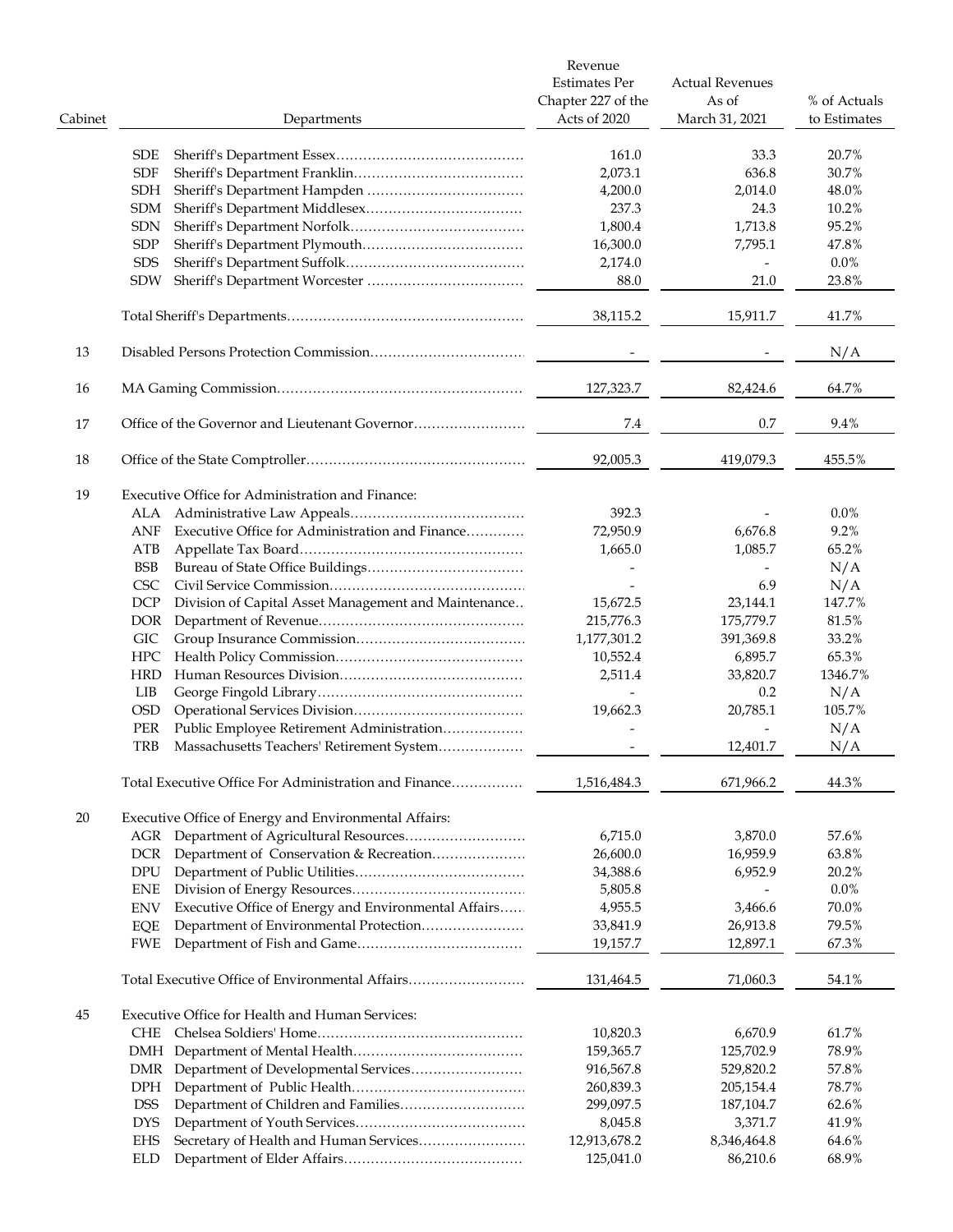| Cabinet | | Departments | Revenue Estimates Per Chapter 227 of the Acts of 2020 | Actual Revenues As of March 31, 2021 | % of Actuals to Estimates |
|---|---|---|---|---|---|
| | SDE | Sheriff's Department Essex | 161.0 | 33.3 | 20.7% |
| | SDF | Sheriff's Department Franklin | 2,073.1 | 636.8 | 30.7% |
| | SDH | Sheriff's Department Hampden | 4,200.0 | 2,014.0 | 48.0% |
| | SDM | Sheriff's Department Middlesex | 237.3 | 24.3 | 10.2% |
| | SDN | Sheriff's Department Norfolk | 1,800.4 | 1,713.8 | 95.2% |
| | SDP | Sheriff's Department Plymouth | 16,300.0 | 7,795.1 | 47.8% |
| | SDS | Sheriff's Department Suffolk | 2,174.0 | - | 0.0% |
| | SDW | Sheriff's Department Worcester | 88.0 | 21.0 | 23.8% |
| | | Total Sheriff's Departments | 38,115.2 | 15,911.7 | 41.7% |
| 13 | | Disabled Persons Protection Commission | - | - | N/A |
| 16 | | MA Gaming Commission | 127,323.7 | 82,424.6 | 64.7% |
| 17 | | Office of the Governor and Lieutenant Governor | 7.4 | 0.7 | 9.4% |
| 18 | | Office of the State Comptroller | 92,005.3 | 419,079.3 | 455.5% |
| 19 | | Executive Office for Administration and Finance: | | | |
| | ALA | Administrative Law Appeals | 392.3 | - | 0.0% |
| | ANF | Executive Office for Administration and Finance | 72,950.9 | 6,676.8 | 9.2% |
| | ATB | Appellate Tax Board | 1,665.0 | 1,085.7 | 65.2% |
| | BSB | Bureau of State Office Buildings | - | - | N/A |
| | CSC | Civil Service Commission | - | 6.9 | N/A |
| | DCP | Division of Capital Asset Management and Maintenance | 15,672.5 | 23,144.1 | 147.7% |
| | DOR | Department of Revenue | 215,776.3 | 175,779.7 | 81.5% |
| | GIC | Group Insurance Commission | 1,177,301.2 | 391,369.8 | 33.2% |
| | HPC | Health Policy Commission | 10,552.4 | 6,895.7 | 65.3% |
| | HRD | Human Resources Division | 2,511.4 | 33,820.7 | 1346.7% |
| | LIB | George Fingold Library | - | 0.2 | N/A |
| | OSD | Operational Services Division | 19,662.3 | 20,785.1 | 105.7% |
| | PER | Public Employee Retirement Administration | - | - | N/A |
| | TRB | Massachusetts Teachers' Retirement System | - | 12,401.7 | N/A |
| | | Total Executive Office For Administration and Finance | 1,516,484.3 | 671,966.2 | 44.3% |
| 20 | | Executive Office of Energy and Environmental Affairs: | | | |
| | AGR | Department of Agricultural Resources | 6,715.0 | 3,870.0 | 57.6% |
| | DCR | Department of Conservation & Recreation | 26,600.0 | 16,959.9 | 63.8% |
| | DPU | Department of Public Utilities | 34,388.6 | 6,952.9 | 20.2% |
| | ENE | Division of Energy Resources | 5,805.8 | - | 0.0% |
| | ENV | Executive Office of Energy and Environmental Affairs | 4,955.5 | 3,466.6 | 70.0% |
| | EQE | Department of Environmental Protection | 33,841.9 | 26,913.8 | 79.5% |
| | FWE | Department of Fish and Game | 19,157.7 | 12,897.1 | 67.3% |
| | | Total Executive Office of Environmental Affairs | 131,464.5 | 71,060.3 | 54.1% |
| 45 | | Executive Office for Health and Human Services: | | | |
| | CHE | Chelsea Soldiers' Home | 10,820.3 | 6,670.9 | 61.7% |
| | DMH | Department of Mental Health | 159,365.7 | 125,702.9 | 78.9% |
| | DMR | Department of Developmental Services | 916,567.8 | 529,820.2 | 57.8% |
| | DPH | Department of Public Health | 260,839.3 | 205,154.4 | 78.7% |
| | DSS | Department of Children and Families | 299,097.5 | 187,104.7 | 62.6% |
| | DYS | Department of Youth Services | 8,045.8 | 3,371.7 | 41.9% |
| | EHS | Secretary of Health and Human Services | 12,913,678.2 | 8,346,464.8 | 64.6% |
| | ELD | Department of Elder Affairs | 125,041.0 | 86,210.6 | 68.9% |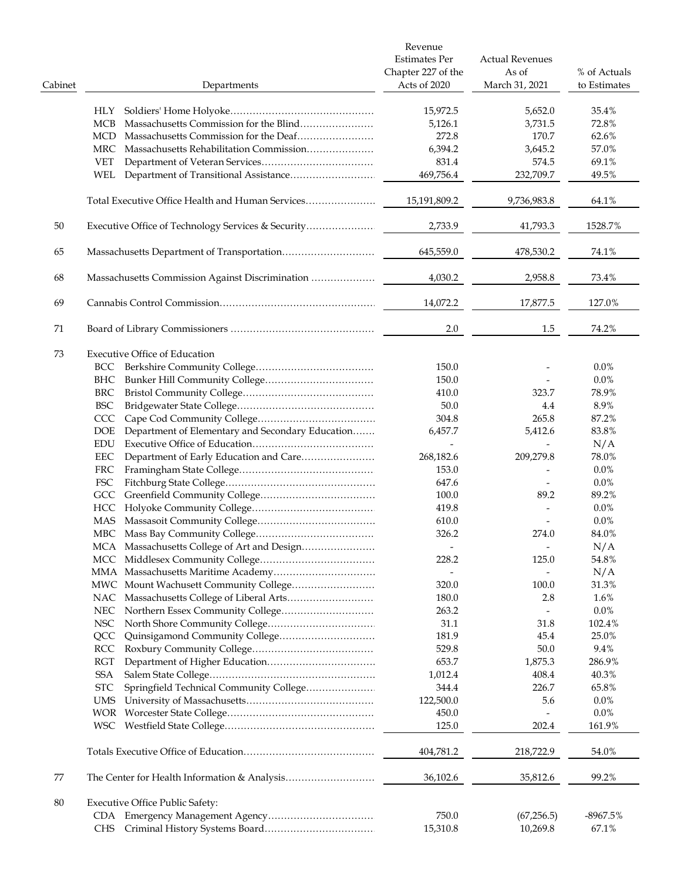| Cabinet | | Departments | Revenue Estimates Per Chapter 227 of the Acts of 2020 | Actual Revenues As of March 31, 2021 | % of Actuals to Estimates |
|---|---|---|---|---|---|
| | HLY | Soldiers' Home Holyoke | 15,972.5 | 5,652.0 | 35.4% |
| | MCB | Massachusetts Commission for the Blind | 5,126.1 | 3,731.5 | 72.8% |
| | MCD | Massachusetts Commission for the Deaf | 272.8 | 170.7 | 62.6% |
| | MRC | Massachusetts Rehabilitation Commission | 6,394.2 | 3,645.2 | 57.0% |
| | VET | Department of Veteran Services | 831.4 | 574.5 | 69.1% |
| | WEL | Department of Transitional Assistance | 469,756.4 | 232,709.7 | 49.5% |
| | | Total Executive Office Health and Human Services | 15,191,809.2 | 9,736,983.8 | 64.1% |
| 50 | | Executive Office of Technology Services & Security | 2,733.9 | 41,793.3 | 1528.7% |
| 65 | | Massachusetts Department of Transportation | 645,559.0 | 478,530.2 | 74.1% |
| 68 | | Massachusetts Commission Against Discrimination | 4,030.2 | 2,958.8 | 73.4% |
| 69 | | Cannabis Control Commission | 14,072.2 | 17,877.5 | 127.0% |
| 71 | | Board of Library Commissioners | 2.0 | 1.5 | 74.2% |
| 73 | | Executive Office of Education | | | |
| | BCC | Berkshire Community College | 150.0 | - | 0.0% |
| | BHC | Bunker Hill Community College | 150.0 | - | 0.0% |
| | BRC | Bristol Community College | 410.0 | 323.7 | 78.9% |
| | BSC | Bridgewater State College | 50.0 | 4.4 | 8.9% |
| | CCC | Cape Cod Community College | 304.8 | 265.8 | 87.2% |
| | DOE | Department of Elementary and Secondary Education | 6,457.7 | 5,412.6 | 83.8% |
| | EDU | Executive Office of Education | - | - | N/A |
| | EEC | Department of Early Education and Care | 268,182.6 | 209,279.8 | 78.0% |
| | FRC | Framingham State College | 153.0 | - | 0.0% |
| | FSC | Fitchburg State College | 647.6 | - | 0.0% |
| | GCC | Greenfield Community College | 100.0 | 89.2 | 89.2% |
| | HCC | Holyoke Community College | 419.8 | - | 0.0% |
| | MAS | Massasoit Community College | 610.0 | - | 0.0% |
| | MBC | Mass Bay Community College | 326.2 | 274.0 | 84.0% |
| | MCA | Massachusetts College of Art and Design | - | - | N/A |
| | MCC | Middlesex Community College | 228.2 | 125.0 | 54.8% |
| | MMA | Massachusetts Maritime Academy | - | - | N/A |
| | MWC | Mount Wachusett Community College | 320.0 | 100.0 | 31.3% |
| | NAC | Massachusetts College of Liberal Arts | 180.0 | 2.8 | 1.6% |
| | NEC | Northern Essex Community College | 263.2 | - | 0.0% |
| | NSC | North Shore Community College | 31.1 | 31.8 | 102.4% |
| | QCC | Quinsigamond Community College | 181.9 | 45.4 | 25.0% |
| | RCC | Roxbury Community College | 529.8 | 50.0 | 9.4% |
| | RGT | Department of Higher Education | 653.7 | 1,875.3 | 286.9% |
| | SSA | Salem State College | 1,012.4 | 408.4 | 40.3% |
| | STC | Springfield Technical Community College | 344.4 | 226.7 | 65.8% |
| | UMS | University of Massachusetts | 122,500.0 | 5.6 | 0.0% |
| | WOR | Worcester State College | 450.0 | - | 0.0% |
| | WSC | Westfield State College | 125.0 | 202.4 | 161.9% |
| | | Totals Executive Office of Education | 404,781.2 | 218,722.9 | 54.0% |
| 77 | | The Center for Health Information & Analysis | 36,102.6 | 35,812.6 | 99.2% |
| 80 | | Executive Office Public Safety: | | | |
| | CDA | Emergency Management Agency | 750.0 | (67,256.5) | -8967.5% |
| | CHS | Criminal History Systems Board | 15,310.8 | 10,269.8 | 67.1% |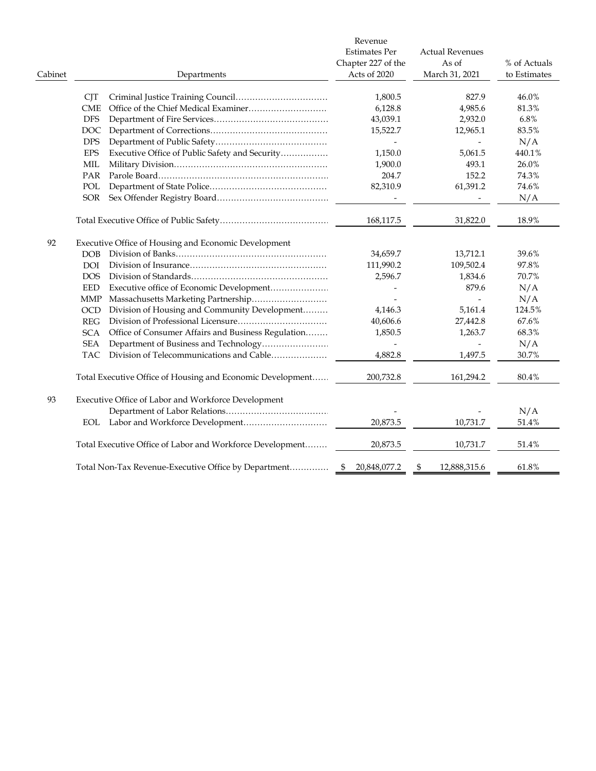| Cabinet | | Departments | Revenue Estimates Per Chapter 227 of the Acts of 2020 | Actual Revenues As of March 31, 2021 | % of Actuals to Estimates |
|---|---|---|---|---|---|
| | CJT | Criminal Justice Training Council | 1,800.5 | 827.9 | 46.0% |
| | CME | Office of the Chief Medical Examiner | 6,128.8 | 4,985.6 | 81.3% |
| | DFS | Department of Fire Services | 43,039.1 | 2,932.0 | 6.8% |
| | DOC | Department of Corrections | 15,522.7 | 12,965.1 | 83.5% |
| | DPS | Department of Public Safety | - | - | N/A |
| | EPS | Executive Office of Public Safety and Security | 1,150.0 | 5,061.5 | 440.1% |
| | MIL | Military Division | 1,900.0 | 493.1 | 26.0% |
| | PAR | Parole Board | 204.7 | 152.2 | 74.3% |
| | POL | Department of State Police | 82,310.9 | 61,391.2 | 74.6% |
| | SOR | Sex Offender Registry Board | - | - | N/A |
| | | Total Executive Office of Public Safety | 168,117.5 | 31,822.0 | 18.9% |
| 92 | | Executive Office of Housing and Economic Development | | | |
| | DOB | Division of Banks | 34,659.7 | 13,712.1 | 39.6% |
| | DOI | Division of Insurance | 111,990.2 | 109,502.4 | 97.8% |
| | DOS | Division of Standards | 2,596.7 | 1,834.6 | 70.7% |
| | EED | Executive office of Economic Development | - | 879.6 | N/A |
| | MMP | Massachusetts Marketing Partnership | - | - | N/A |
| | OCD | Division of Housing and Community Development | 4,146.3 | 5,161.4 | 124.5% |
| | REG | Division of Professional Licensure | 40,606.6 | 27,442.8 | 67.6% |
| | SCA | Office of Consumer Affairs and Business Regulation | 1,850.5 | 1,263.7 | 68.3% |
| | SEA | Department of Business and Technology | - | - | N/A |
| | TAC | Division of Telecommunications and Cable | 4,882.8 | 1,497.5 | 30.7% |
| | | Total Executive Office of Housing and Economic Development | 200,732.8 | 161,294.2 | 80.4% |
| 93 | | Executive Office of Labor and Workforce Development | | | |
| | | Department of Labor Relations | - | - | N/A |
| | EOL | Labor and Workforce Development | 20,873.5 | 10,731.7 | 51.4% |
| | | Total Executive Office of Labor and Workforce Development | 20,873.5 | 10,731.7 | 51.4% |
| | | Total Non-Tax Revenue-Executive Office by Department | $ 20,848,077.2 | $ 12,888,315.6 | 61.8% |